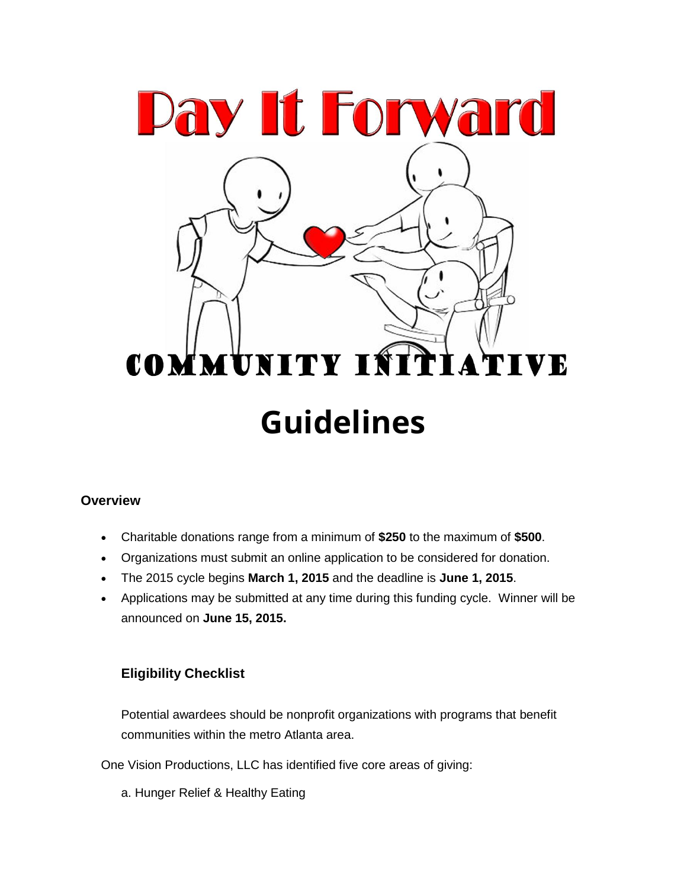# Pay It Forward

## Community Initiative

# Guidelines

### Overview

- Charitable donations range from a minimum of **$250** to the maximum of **$500**.
- Organizations must submit an online application to be considered for donation.
- The 2015 cycle begins **March 1, 2015** and the deadline is **June 1, 2015**.
- Applications may be submitted at any time during this funding cycle. Winner will be announced on **June 15, 2015.**

### Eligibility Checklist

Potential awardees should be nonprofit organizations with programs that benefit communities within the metro Atlanta area.

One Vision Productions, LLC has identified five core areas of giving:

a. Hunger Relief & Healthy Eating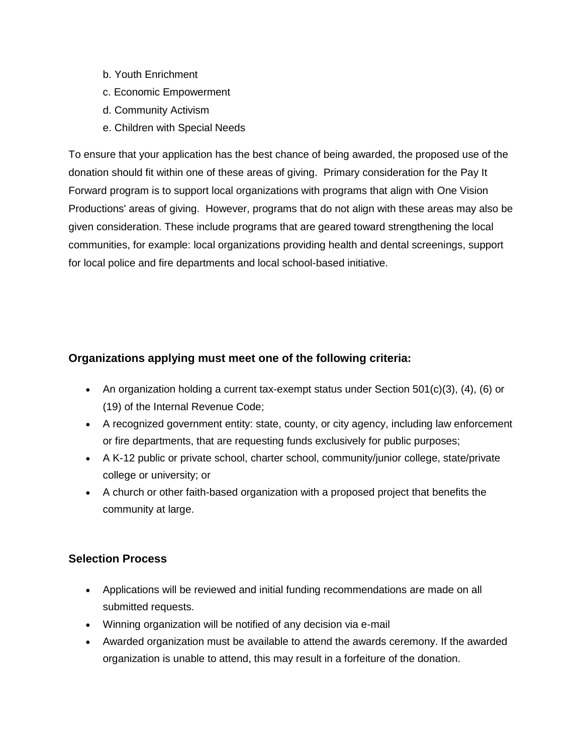b. Youth Enrichment
c. Economic Empowerment
d. Community Activism
e. Children with Special Needs

To ensure that your application has the best chance of being awarded, the proposed use of the donation should fit within one of these areas of giving. Primary consideration for the Pay It Forward program is to support local organizations with programs that align with One Vision Productions' areas of giving. However, programs that do not align with these areas may also be given consideration. These include programs that are geared toward strengthening the local communities, for example: local organizations providing health and dental screenings, support for local police and fire departments and local school-based initiative.

### Organizations applying must meet one of the following criteria:

- An organization holding a current tax-exempt status under Section 501(c)(3), (4), (6) or (19) of the Internal Revenue Code;
- A recognized government entity: state, county, or city agency, including law enforcement or fire departments, that are requesting funds exclusively for public purposes;
- A K-12 public or private school, charter school, community/junior college, state/private college or university; or
- A church or other faith-based organization with a proposed project that benefits the community at large.

### Selection Process

- Applications will be reviewed and initial funding recommendations are made on all submitted requests.
- Winning organization will be notified of any decision via e-mail
- Awarded organization must be available to attend the awards ceremony. If the awarded organization is unable to attend, this may result in a forfeiture of the donation.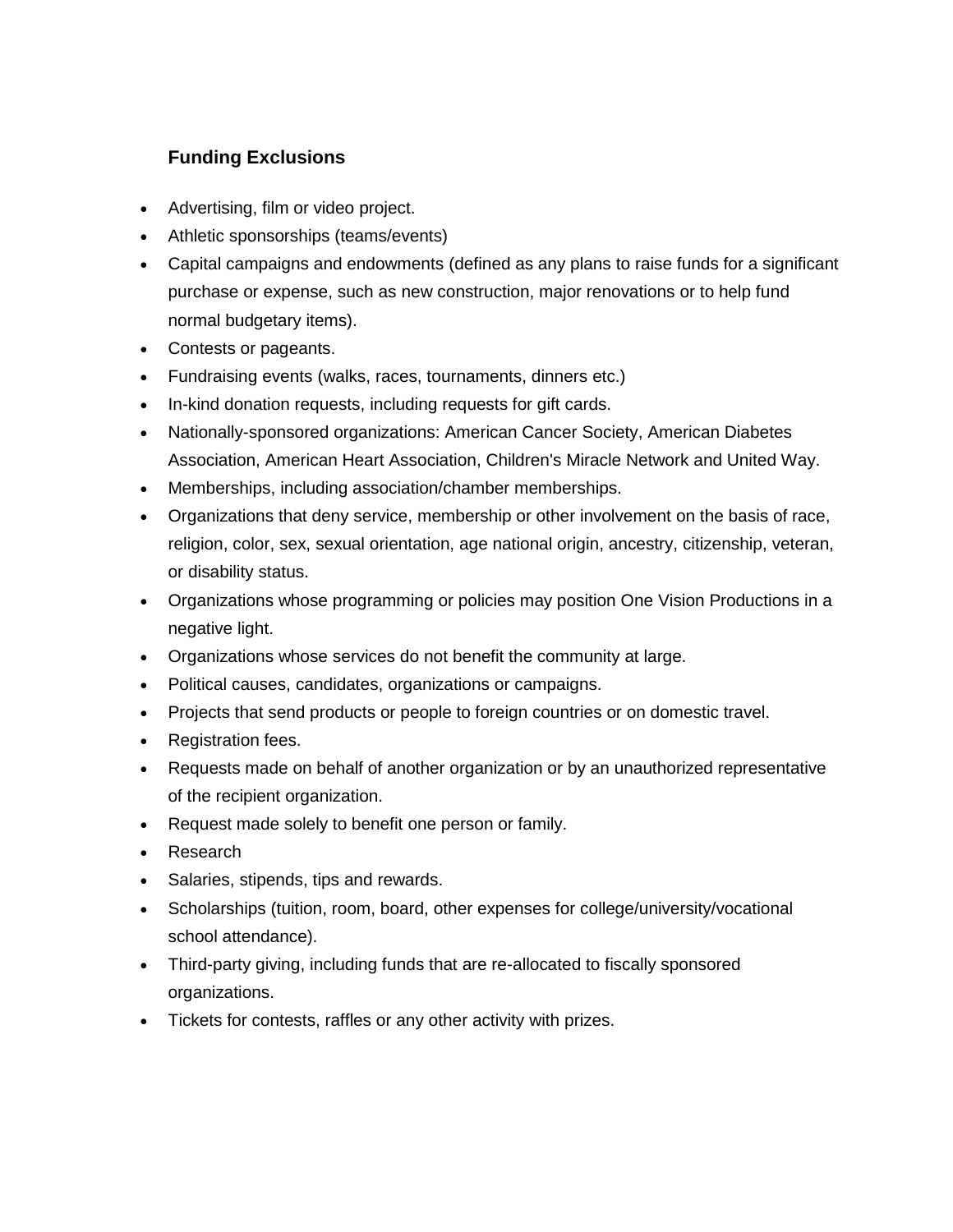### Funding Exclusions

- Advertising, film or video project.
- Athletic sponsorships (teams/events)
- Capital campaigns and endowments (defined as any plans to raise funds for a significant purchase or expense, such as new construction, major renovations or to help fund normal budgetary items).
- Contests or pageants.
- Fundraising events (walks, races, tournaments, dinners etc.)
- In-kind donation requests, including requests for gift cards.
- Nationally-sponsored organizations: American Cancer Society, American Diabetes Association, American Heart Association, Children's Miracle Network and United Way.
- Memberships, including association/chamber memberships.
- Organizations that deny service, membership or other involvement on the basis of race, religion, color, sex, sexual orientation, age national origin, ancestry, citizenship, veteran, or disability status.
- Organizations whose programming or policies may position One Vision Productions in a negative light.
- Organizations whose services do not benefit the community at large.
- Political causes, candidates, organizations or campaigns.
- Projects that send products or people to foreign countries or on domestic travel.
- Registration fees.
- Requests made on behalf of another organization or by an unauthorized representative of the recipient organization.
- Request made solely to benefit one person or family.
- Research
- Salaries, stipends, tips and rewards.
- Scholarships (tuition, room, board, other expenses for college/university/vocational school attendance).
- Third-party giving, including funds that are re-allocated to fiscally sponsored organizations.
- Tickets for contests, raffles or any other activity with prizes.